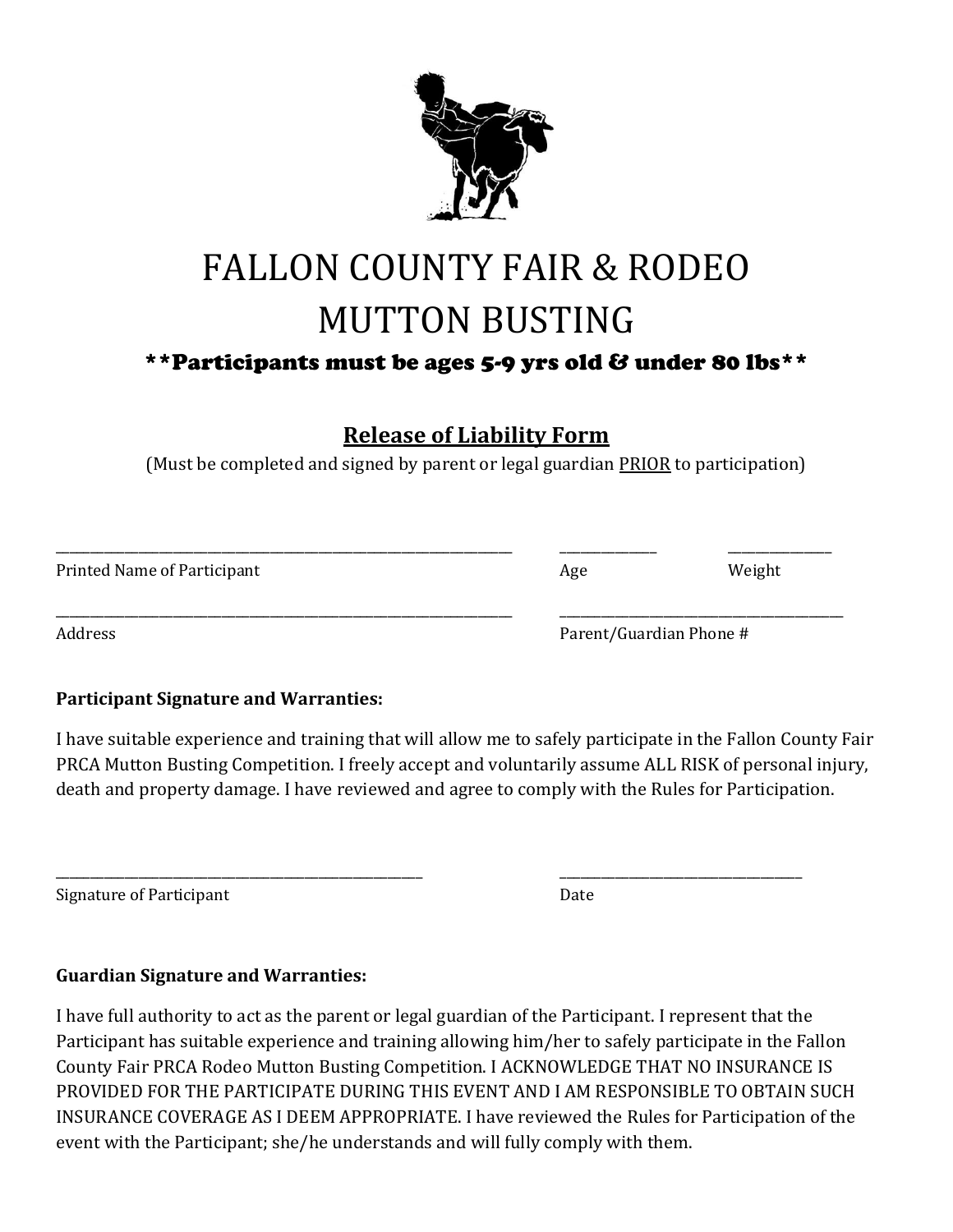# FALLON COUNTY FAIR & RODEO
# MUTTON BUSTING

**\*\*Participants must be ages 5-9 yrs old & under 80 lbs\*\***

## Release of Liability Form

(Must be completed and signed by parent or legal guardian PRIOR to participation)

\_\_\_\_\_\_\_\_\_\_\_\_\_\_\_\_\_\_\_\_\_\_\_\_\_\_\_\_\_\_\_\_\_\_\_\_\_\_\_\_\_\_\_\_\_\_\_\_ \_\_\_\_\_\_\_\_\_\_ \_\_\_\_\_\_\_\_\_\_

Printed Name of Participant | Age | Weight

\_\_\_\_\_\_\_\_\_\_\_\_\_\_\_\_\_\_\_\_\_\_\_\_\_\_\_\_\_\_\_\_\_\_\_\_\_\_\_\_\_\_\_\_\_\_\_\_ \_\_\_\_\_\_\_\_\_\_\_\_\_\_\_\_\_\_\_\_\_\_\_\_\_\_\_\_\_\_

Address | Parent/Guardian Phone #

**Participant Signature and Warranties:**

I have suitable experience and training that will allow me to safely participate in the Fallon County Fair PRCA Mutton Busting Competition. I freely accept and voluntarily assume ALL RISK of personal injury, death and property damage. I have reviewed and agree to comply with the Rules for Participation.

\_\_\_\_\_\_\_\_\_\_\_\_\_\_\_\_\_\_\_\_\_\_\_\_\_\_\_\_\_\_\_\_\_\_\_\_\_\_\_\_ \_\_\_\_\_\_\_\_\_\_\_\_\_\_\_\_\_\_\_\_\_\_\_\_\_\_\_\_

Signature of Participant | Date

**Guardian Signature and Warranties:**

I have full authority to act as the parent or legal guardian of the Participant. I represent that the Participant has suitable experience and training allowing him/her to safely participate in the Fallon County Fair PRCA Rodeo Mutton Busting Competition. I ACKNOWLEDGE THAT NO INSURANCE IS PROVIDED FOR THE PARTICIPATE DURING THIS EVENT AND I AM RESPONSIBLE TO OBTAIN SUCH INSURANCE COVERAGE AS I DEEM APPROPRIATE. I have reviewed the Rules for Participation of the event with the Participant; she/he understands and will fully comply with them.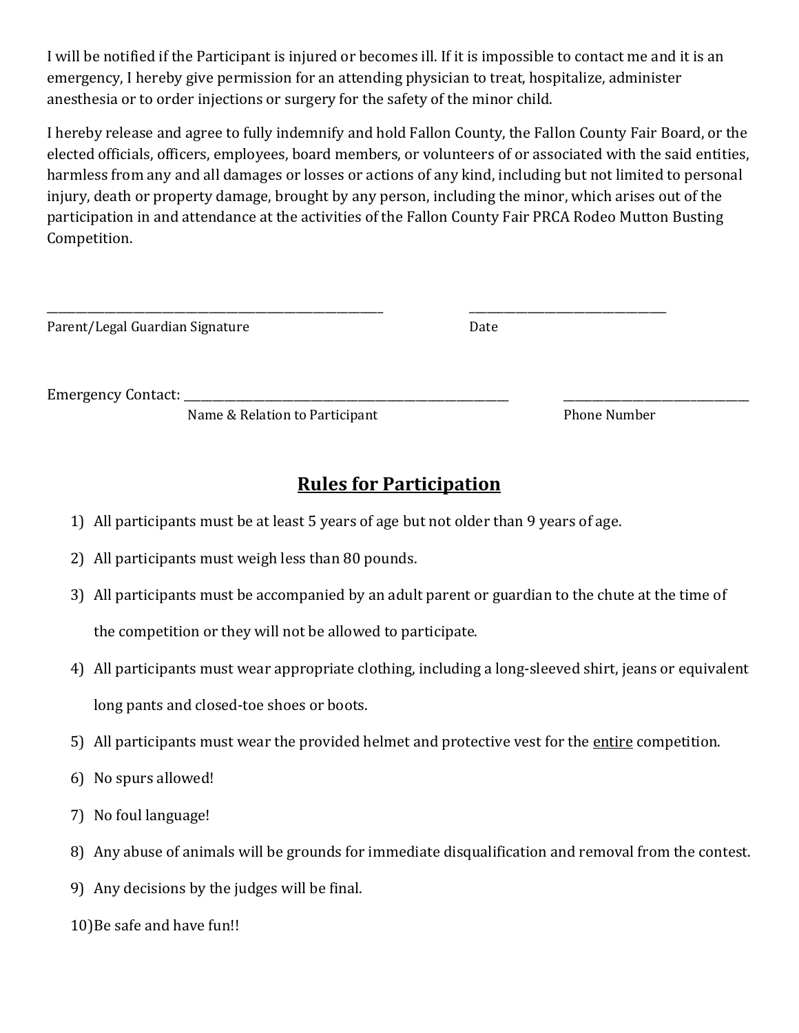I will be notified if the Participant is injured or becomes ill. If it is impossible to contact me and it is an emergency, I hereby give permission for an attending physician to treat, hospitalize, administer anesthesia or to order injections or surgery for the safety of the minor child.

I hereby release and agree to fully indemnify and hold Fallon County, the Fallon County Fair Board, or the elected officials, officers, employees, board members, or volunteers of or associated with the said entities, harmless from any and all damages or losses or actions of any kind, including but not limited to personal injury, death or property damage, brought by any person, including the minor, which arises out of the participation in and attendance at the activities of the Fallon County Fair PRCA Rodeo Mutton Busting Competition.

_______________________________________________ _______________________________

Parent/Legal Guardian Signature Date

Emergency Contact: _______________________________________________ _____________________________

Name & Relation to Participant Phone Number

## Rules for Participation

1) All participants must be at least 5 years of age but not older than 9 years of age.
2) All participants must weigh less than 80 pounds.
3) All participants must be accompanied by an adult parent or guardian to the chute at the time of the competition or they will not be allowed to participate.
4) All participants must wear appropriate clothing, including a long-sleeved shirt, jeans or equivalent long pants and closed-toe shoes or boots.
5) All participants must wear the provided helmet and protective vest for the entire competition.
6) No spurs allowed!
7) No foul language!
8) Any abuse of animals will be grounds for immediate disqualification and removal from the contest.
9) Any decisions by the judges will be final.
10) Be safe and have fun!!